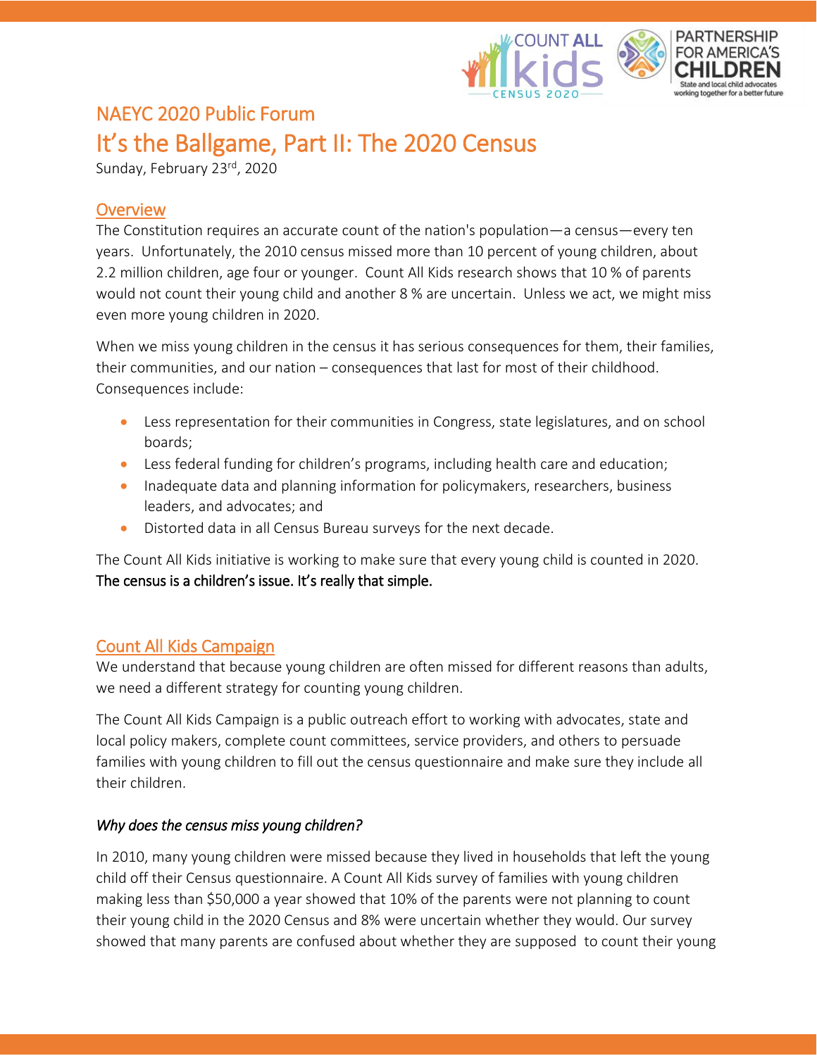# NAEYC 2020 Public Forum

# It's the Ballgame, Part II: The 2020 Census

Sunday, February 23rd, 2020

## Overview

The Constitution requires an accurate count of the nation's population—a census—every ten years. Unfortunately, the 2010 census missed more than 10 percent of young children, about 2.2 million children, age four or younger. Count All Kids research shows that 10 % of parents would not count their young child and another 8 % are uncertain. Unless we act, we might miss even more young children in 2020.

When we miss young children in the census it has serious consequences for them, their families, their communities, and our nation – consequences that last for most of their childhood. Consequences include:

- Less representation for their communities in Congress, state legislatures, and on school boards;
- Less federal funding for children's programs, including health care and education;
- Inadequate data and planning information for policymakers, researchers, business leaders, and advocates; and
- Distorted data in all Census Bureau surveys for the next decade.

The Count All Kids initiative is working to make sure that every young child is counted in 2020. **The census is a children's issue. It's really that simple.**

## Count All Kids Campaign

We understand that because young children are often missed for different reasons than adults, we need a different strategy for counting young children.

The Count All Kids Campaign is a public outreach effort to working with advocates, state and local policy makers, complete count committees, service providers, and others to persuade families with young children to fill out the census questionnaire and make sure they include all their children.

*Why does the census miss young children?*

In 2010, many young children were missed because they lived in households that left the young child off their Census questionnaire. A Count All Kids survey of families with young children making less than $50,000 a year showed that 10% of the parents were not planning to count their young child in the 2020 Census and 8% were uncertain whether they would. Our survey showed that many parents are confused about whether they are supposed to count their young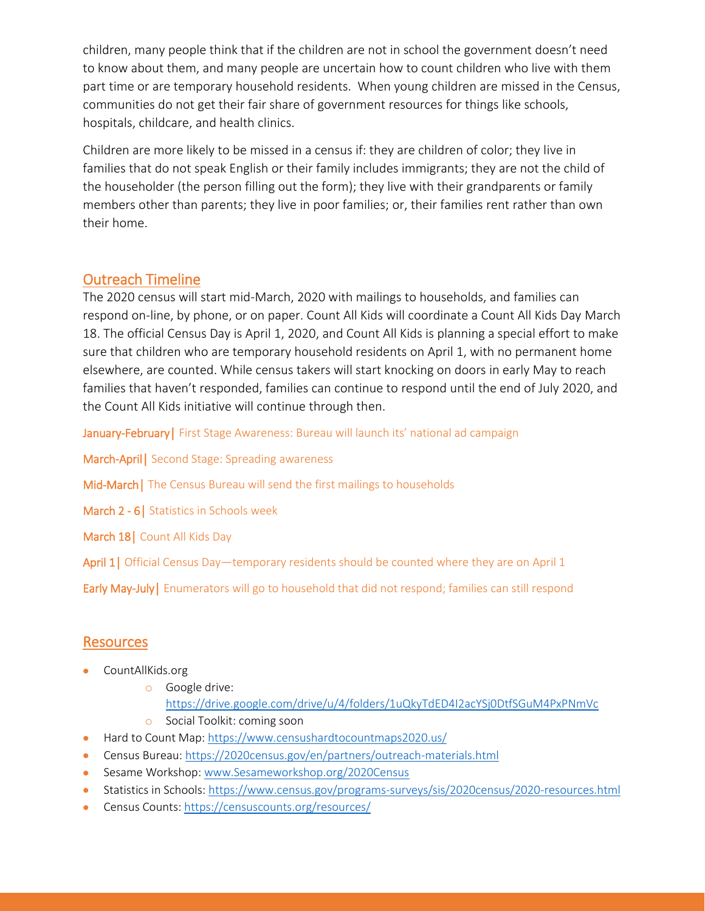children, many people think that if the children are not in school the government doesn't need to know about them, and many people are uncertain how to count children who live with them part time or are temporary household residents. When young children are missed in the Census, communities do not get their fair share of government resources for things like schools, hospitals, childcare, and health clinics.

Children are more likely to be missed in a census if: they are children of color; they live in families that do not speak English or their family includes immigrants; they are not the child of the householder (the person filling out the form); they live with their grandparents or family members other than parents; they live in poor families; or, their families rent rather than own their home.

## Outreach Timeline

The 2020 census will start mid-March, 2020 with mailings to households, and families can respond on-line, by phone, or on paper. Count All Kids will coordinate a Count All Kids Day March 18. The official Census Day is April 1, 2020, and Count All Kids is planning a special effort to make sure that children who are temporary household residents on April 1, with no permanent home elsewhere, are counted. While census takers will start knocking on doors in early May to reach families that haven't responded, families can continue to respond until the end of July 2020, and the Count All Kids initiative will continue through then.

**January-February |** First Stage Awareness: Bureau will launch its' national ad campaign

**March-April |** Second Stage: Spreading awareness

**Mid-March |** The Census Bureau will send the first mailings to households

**March 2 - 6 |** Statistics in Schools week

**March 18 |** Count All Kids Day

**April 1 |** Official Census Day—temporary residents should be counted where they are on April 1

**Early May-July |** Enumerators will go to household that did not respond; families can still respond

## Resources

- CountAllKids.org
  - Google drive: https://drive.google.com/drive/u/4/folders/1uQkyTdED4I2acYSj0DtfSGuM4PxPNmVc
  - Social Toolkit: coming soon
- Hard to Count Map: https://www.censushardtocountmaps2020.us/
- Census Bureau: https://2020census.gov/en/partners/outreach-materials.html
- Sesame Workshop: www.Sesameworkshop.org/2020Census
- Statistics in Schools: https://www.census.gov/programs-surveys/sis/2020census/2020-resources.html
- Census Counts: https://censuscounts.org/resources/